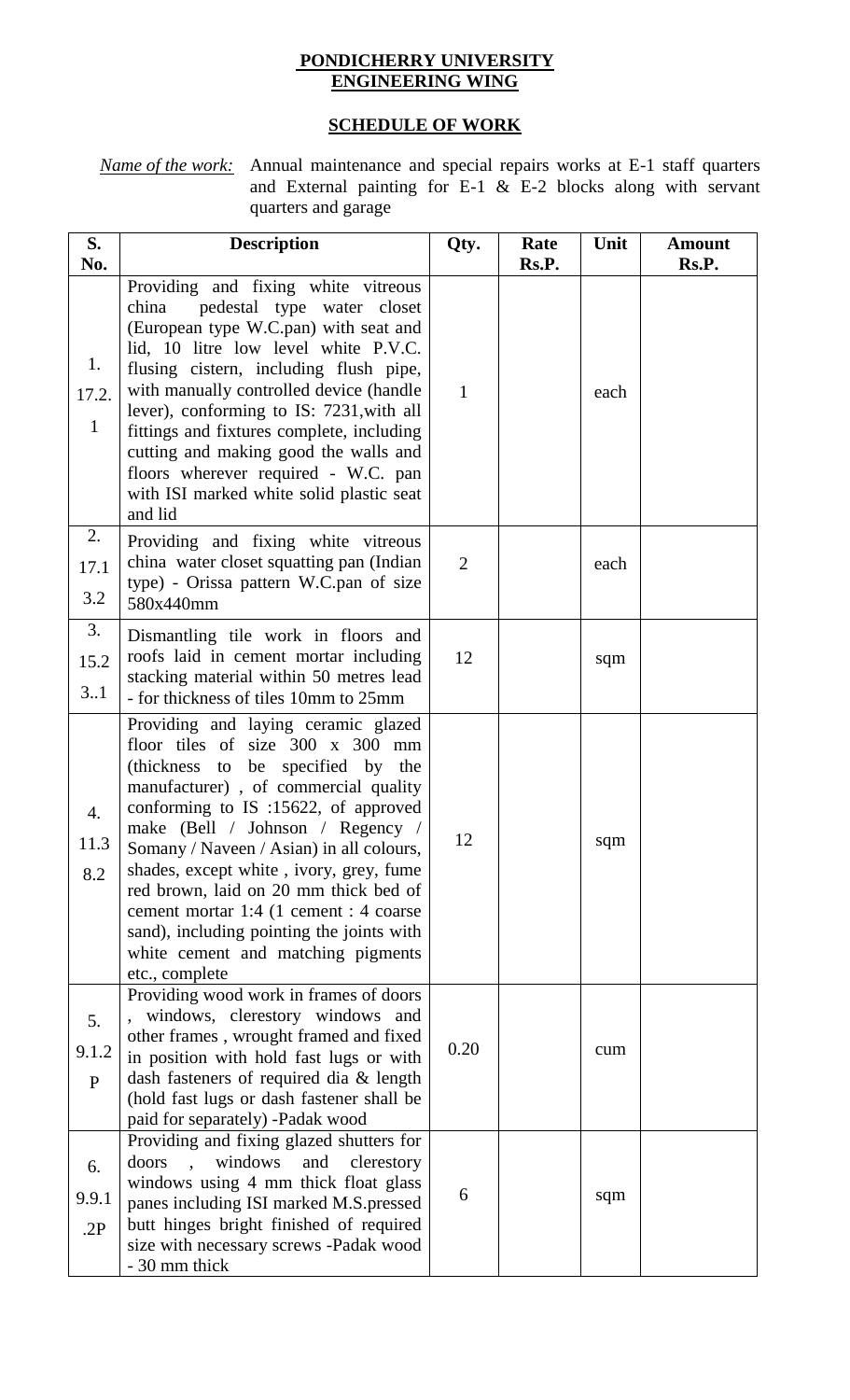**PONDICHERRY UNIVERSITY**
**ENGINEERING WING**

**SCHEDULE OF WORK**

*Name of the work:* Annual maintenance and special repairs works at E-1 staff quarters and External painting for E-1 & E-2 blocks along with servant quarters and garage

| S. No. | Description | Qty. | Rate Rs.P. | Unit | Amount Rs.P. |
|---|---|---|---|---|---|
| 1. 17.2.1 | Providing and fixing white vitreous china pedestal type water closet (European type W.C.pan) with seat and lid, 10 litre low level white P.V.C. flusing cistern, including flush pipe, with manually controlled device (handle lever), conforming to IS: 7231,with all fittings and fixtures complete, including cutting and making good the walls and floors wherever required - W.C. pan with ISI marked white solid plastic seat and lid | 1 | | each | |
| 2. 17.13.2 | Providing and fixing white vitreous china water closet squatting pan (Indian type) - Orissa pattern W.C.pan of size 580x440mm | 2 | | each | |
| 3. 15.23..1 | Dismantling tile work in floors and roofs laid in cement mortar including stacking material within 50 metres lead - for thickness of tiles 10mm to 25mm | 12 | | sqm | |
| 4. 11.38.2 | Providing and laying ceramic glazed floor tiles of size 300 x 300 mm (thickness to be specified by the manufacturer) , of commercial quality conforming to IS :15622, of approved make (Bell / Johnson / Regency / Somany / Naveen / Asian) in all colours, shades, except white , ivory, grey, fume red brown, laid on 20 mm thick bed of cement mortar 1:4 (1 cement : 4 coarse sand), including pointing the joints with white cement and matching pigments etc., complete | 12 | | sqm | |
| 5. 9.1.2P | Providing wood work in frames of doors , windows, clerestory windows and other frames , wrought framed and fixed in position with hold fast lugs or with dash fasteners of required dia & length (hold fast lugs or dash fastener shall be paid for separately) -Padak wood | 0.20 | | cum | |
| 6. 9.9.1.2P | Providing and fixing glazed shutters for doors , windows and clerestory windows using 4 mm thick float glass panes including ISI marked M.S.pressed butt hinges bright finished of required size with necessary screws -Padak wood - 30 mm thick | 6 | | sqm | |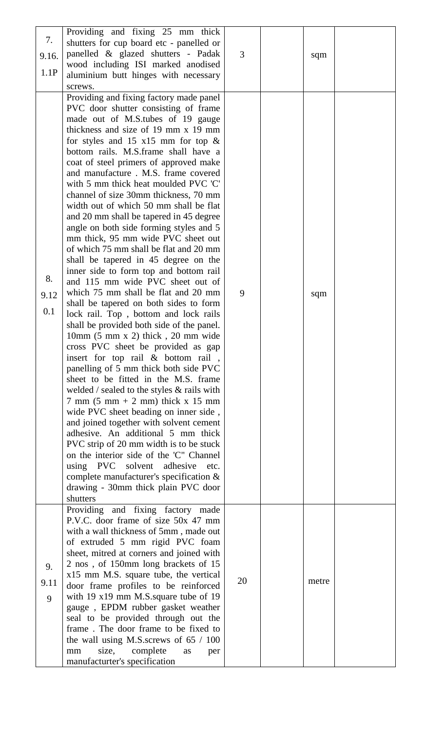| 7. 9.16. 1.1P | Providing and fixing 25 mm thick shutters for cup board etc - panelled or panelled & glazed shutters - Padak wood including ISI marked anodised aluminium butt hinges with necessary screws. | 3 | | sqm | |
|---|---|---|---|---|---|
| 8. 9.12 0.1 | Providing and fixing factory made panel PVC door shutter consisting of frame made out of M.S.tubes of 19 gauge thickness and size of 19 mm x 19 mm for styles and 15 x15 mm for top & bottom rails. M.S.frame shall have a coat of steel primers of approved make and manufacture . M.S. frame covered with 5 mm thick heat moulded PVC 'C' channel of size 30mm thickness, 70 mm width out of which 50 mm shall be flat and 20 mm shall be tapered in 45 degree angle on both side forming styles and 5 mm thick, 95 mm wide PVC sheet out of which 75 mm shall be flat and 20 mm shall be tapered in 45 degree on the inner side to form top and bottom rail and 115 mm wide PVC sheet out of which 75 mm shall be flat and 20 mm shall be tapered on both sides to form lock rail. Top , bottom and lock rails shall be provided both side of the panel. 10mm (5 mm x 2) thick , 20 mm wide cross PVC sheet be provided as gap insert for top rail & bottom rail , panelling of 5 mm thick both side PVC sheet to be fitted in the M.S. frame welded / sealed to the styles & rails with 7 mm (5 mm + 2 mm) thick x 15 mm wide PVC sheet beading on inner side , and joined together with solvent cement adhesive. An additional 5 mm thick PVC strip of 20 mm width is to be stuck on the interior side of the 'C" Channel using PVC solvent adhesive etc. complete manufacturer's specification & drawing - 30mm thick plain PVC door shutters | 9 | | sqm | |
| 9. 9.11 9 | Providing and fixing factory made P.V.C. door frame of size 50x 47 mm with a wall thickness of 5mm , made out of extruded 5 mm rigid PVC foam sheet, mitred at corners and joined with 2 nos , of 150mm long brackets of 15 x15 mm M.S. square tube, the vertical door frame profiles to be reinforced with 19 x19 mm M.S.square tube of 19 gauge , EPDM rubber gasket weather seal to be provided through out the frame . The door frame to be fixed to the wall using M.S.screws of 65 / 100 mm size, complete as per manufacturter's specification | 20 | | metre | |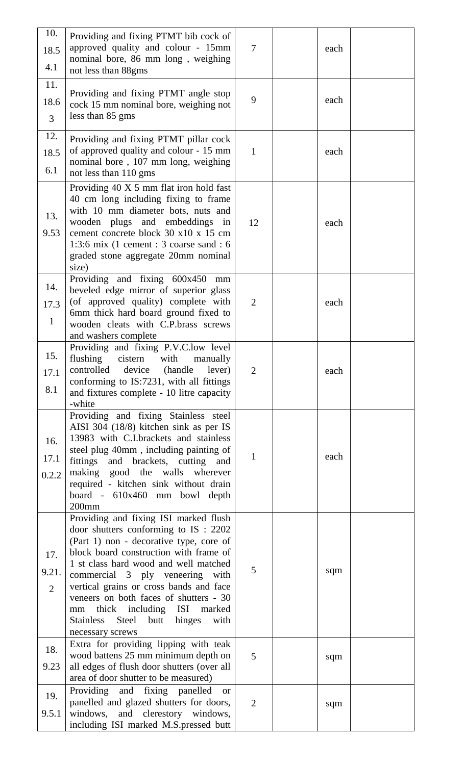| | | | | | |
|---|---|---|---|---|---|
| 10. 18.54.1 | Providing and fixing PTMT bib cock of approved quality and colour - 15mm nominal bore, 86 mm long , weighing not less than 88gms | 7 | | each | |
| 11. 18.63 | Providing and fixing PTMT angle stop cock 15 mm nominal bore, weighing not less than 85 gms | 9 | | each | |
| 12. 18.56.1 | Providing and fixing PTMT pillar cock of approved quality and colour - 15 mm nominal bore , 107 mm long, weighing not less than 110 gms | 1 | | each | |
| 13. 9.53 | Providing 40 X 5 mm flat iron hold fast 40 cm long including fixing to frame with 10 mm diameter bots, nuts and wooden plugs and embeddings in cement concrete block 30 x10 x 15 cm 1:3:6 mix (1 cement : 3 coarse sand : 6 graded stone aggregate 20mm nominal size) | 12 | | each | |
| 14. 17.31 | Providing and fixing 600x450 mm beveled edge mirror of superior glass (of approved quality) complete with 6mm thick hard board ground fixed to wooden cleats with C.P.brass screws and washers complete | 2 | | each | |
| 15. 17.18.1 | Providing and fixing P.V.C.low level flushing cistern with manually controlled device (handle lever) conforming to IS:7231, with all fittings and fixtures complete - 10 litre capacity -white | 2 | | each | |
| 16. 17.10.2.2 | Providing and fixing Stainless steel AISI 304 (18/8) kitchen sink as per IS 13983 with C.I.brackets and stainless steel plug 40mm , including painting of fittings and brackets, cutting and making good the walls wherever required - kitchen sink without drain board - 610x460 mm bowl depth 200mm | 1 | | each | |
| 17. 9.21.2 | Providing and fixing ISI marked flush door shutters conforming to IS : 2202 (Part 1) non - decorative type, core of block board construction with frame of 1 st class hard wood and well matched commercial 3 ply veneering with vertical grains or cross bands and face veneers on both faces of shutters - 30 mm thick including ISI marked Stainless Steel butt hinges with necessary screws | 5 | | sqm | |
| 18. 9.23 | Extra for providing lipping with teak wood battens 25 mm minimum depth on all edges of flush door shutters (over all area of door shutter to be measured) | 5 | | sqm | |
| 19. 9.5.1 | Providing and fixing panelled or panelled and glazed shutters for doors, windows, and clerestory windows, including ISI marked M.S.pressed butt | 2 | | sqm | |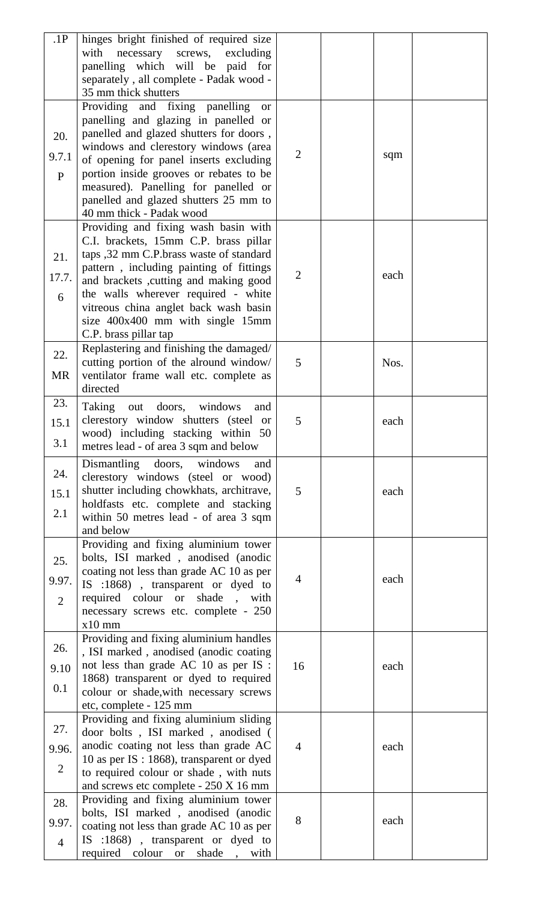| | | | | | |
|---|---|---|---|---|---|
| .1P | hinges bright finished of required size with necessary screws, excluding panelling which will be paid for separately , all complete - Padak wood - 35 mm thick shutters | | | | |
| 20. 9.7.1 P | Providing and fixing panelling or panelling and glazing in panelled or panelled and glazed shutters for doors , windows and clerestory windows (area of opening for panel inserts excluding portion inside grooves or rebates to be measured). Panelling for panelled or panelled and glazed shutters 25 mm to 40 mm thick - Padak wood | 2 | | sqm | |
| 21. 17.7. 6 | Providing and fixing wash basin with C.I. brackets, 15mm C.P. brass pillar taps ,32 mm C.P.brass waste of standard pattern , including painting of fittings and brackets ,cutting and making good the walls wherever required - white vitreous china anglet back wash basin size 400x400 mm with single 15mm C.P. brass pillar tap | 2 | | each | |
| 22. MR | Replastering and finishing the damaged/ cutting portion of the alround window/ ventilator frame wall etc. complete as directed | 5 | | Nos. | |
| 23. 15.1 3.1 | Taking out doors, windows and clerestory window shutters (steel or wood) including stacking within 50 metres lead - of area 3 sqm and below | 5 | | each | |
| 24. 15.1 2.1 | Dismantling doors, windows and clerestory windows (steel or wood) shutter including chowkhats, architrave, holdfasts etc. complete and stacking within 50 metres lead - of area 3 sqm and below | 5 | | each | |
| 25. 9.97. 2 | Providing and fixing aluminium tower bolts, ISI marked , anodised (anodic coating not less than grade AC 10 as per IS :1868) , transparent or dyed to required colour or shade , with necessary screws etc. complete - 250 x10 mm | 4 | | each | |
| 26. 9.10 0.1 | Providing and fixing aluminium handles , ISI marked , anodised (anodic coating not less than grade AC 10 as per IS : 1868) transparent or dyed to required colour or shade,with necessary screws etc, complete - 125 mm | 16 | | each | |
| 27. 9.96. 2 | Providing and fixing aluminium sliding door bolts , ISI marked , anodised ( anodic coating not less than grade AC 10 as per IS : 1868), transparent or dyed to required colour or shade , with nuts and screws etc complete - 250 X 16 mm | 4 | | each | |
| 28. 9.97. 4 | Providing and fixing aluminium tower bolts, ISI marked , anodised (anodic coating not less than grade AC 10 as per IS :1868) , transparent or dyed to required colour or shade , with | 8 | | each | |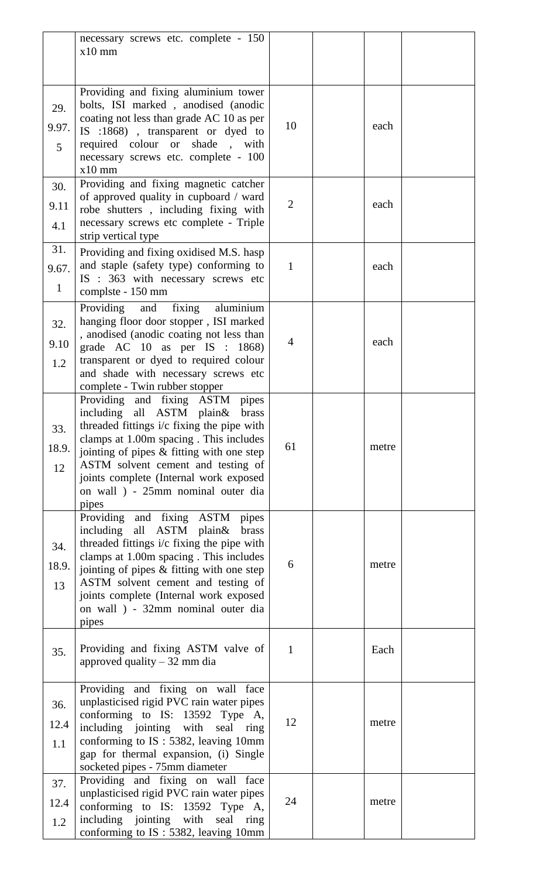| | | | | | |
|---|---|---|---|---|---|
| | necessary screws etc. complete - 150 x10 mm | | | | |
| 29. 9.97. 5 | Providing and fixing aluminium tower bolts, ISI marked , anodised (anodic coating not less than grade AC 10 as per IS :1868) , transparent or dyed to required colour or shade , with necessary screws etc. complete - 100 x10 mm | 10 | | each | |
| 30. 9.11 4.1 | Providing and fixing magnetic catcher of approved quality in cupboard / ward robe shutters , including fixing with necessary screws etc complete - Triple strip vertical type | 2 | | each | |
| 31. 9.67. 1 | Providing and fixing oxidised M.S. hasp and staple (safety type) conforming to IS : 363 with necessary screws etc complste - 150 mm | 1 | | each | |
| 32. 9.10 1.2 | Providing and fixing aluminium hanging floor door stopper , ISI marked , anodised (anodic coating not less than grade AC 10 as per IS : 1868) transparent or dyed to required colour and shade with necessary screws etc complete - Twin rubber stopper | 4 | | each | |
| 33. 18.9. 12 | Providing and fixing ASTM pipes including all ASTM plain& brass threaded fittings i/c fixing the pipe with clamps at 1.00m spacing . This includes jointing of pipes & fitting with one step ASTM solvent cement and testing of joints complete (Internal work exposed on wall ) - 25mm nominal outer dia pipes | 61 | | metre | |
| 34. 18.9. 13 | Providing and fixing ASTM pipes including all ASTM plain& brass threaded fittings i/c fixing the pipe with clamps at 1.00m spacing . This includes jointing of pipes & fitting with one step ASTM solvent cement and testing of joints complete (Internal work exposed on wall ) - 32mm nominal outer dia pipes | 6 | | metre | |
| 35. | Providing and fixing ASTM valve of approved quality – 32 mm dia | 1 | | Each | |
| 36. 12.4 1.1 | Providing and fixing on wall face unplasticised rigid PVC rain water pipes conforming to IS: 13592 Type A, including jointing with seal ring conforming to IS : 5382, leaving 10mm gap for thermal expansion, (i) Single socketed pipes - 75mm diameter | 12 | | metre | |
| 37. 12.4 1.2 | Providing and fixing on wall face unplasticised rigid PVC rain water pipes conforming to IS: 13592 Type A, including jointing with seal ring conforming to IS : 5382, leaving 10mm | 24 | | metre | |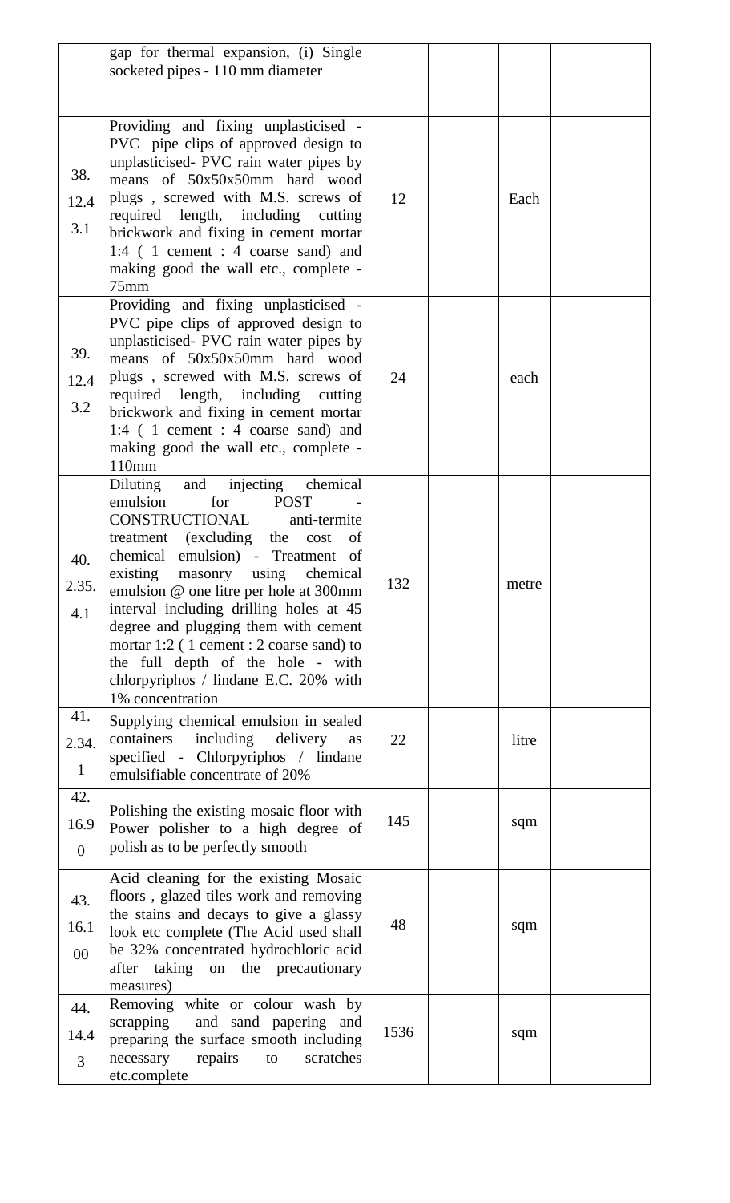|  |  |  |  |  |  |
|---|---|---|---|---|---|
|  | gap for thermal expansion, (i) Single socketed pipes - 110 mm diameter |  |  |  |  |
| 38. 12.4 3.1 | Providing and fixing unplasticised - PVC pipe clips of approved design to unplasticised- PVC rain water pipes by means of 50x50x50mm hard wood plugs , screwed with M.S. screws of required length, including cutting brickwork and fixing in cement mortar 1:4 ( 1 cement : 4 coarse sand) and making good the wall etc., complete - 75mm | 12 |  | Each |  |
| 39. 12.4 3.2 | Providing and fixing unplasticised - PVC pipe clips of approved design to unplasticised- PVC rain water pipes by means of 50x50x50mm hard wood plugs , screwed with M.S. screws of required length, including cutting brickwork and fixing in cement mortar 1:4 ( 1 cement : 4 coarse sand) and making good the wall etc., complete - 110mm | 24 |  | each |  |
| 40. 2.35. 4.1 | Diluting and injecting chemical emulsion for POST - CONSTRUCTIONAL anti-termite treatment (excluding the cost of chemical emulsion) - Treatment of existing masonry using chemical emulsion @ one litre per hole at 300mm interval including drilling holes at 45 degree and plugging them with cement mortar 1:2 ( 1 cement : 2 coarse sand) to the full depth of the hole - with chlorpyriphos / lindane E.C. 20% with 1% concentration | 132 |  | metre |  |
| 41. 2.34. 1 | Supplying chemical emulsion in sealed containers including delivery as specified - Chlorpyriphos / lindane emulsifiable concentrate of 20% | 22 |  | litre |  |
| 42. 16.9 0 | Polishing the existing mosaic floor with Power polisher to a high degree of polish as to be perfectly smooth | 145 |  | sqm |  |
| 43. 16.1 00 | Acid cleaning for the existing Mosaic floors , glazed tiles work and removing the stains and decays to give a glassy look etc complete (The Acid used shall be 32% concentrated hydrochloric acid after taking on the precautionary measures) | 48 |  | sqm |  |
| 44. 14.4 3 | Removing white or colour wash by scrapping and sand papering and preparing the surface smooth including necessary repairs to scratches etc.complete | 1536 |  | sqm |  |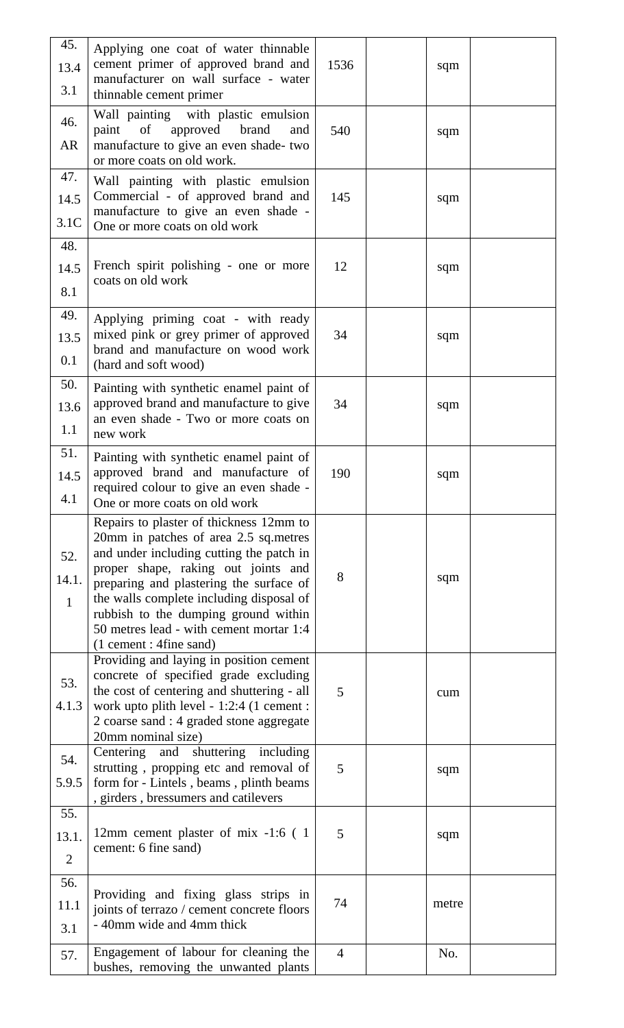| | | | | | |
|---|---|---|---|---|---|
| 45. 13.4 3.1 | Applying one coat of water thinnable cement primer of approved brand and manufacturer on wall surface - water thinnable cement primer | 1536 | | sqm | |
| 46. AR | Wall painting with plastic emulsion paint of approved brand and manufacture to give an even shade- two or more coats on old work. | 540 | | sqm | |
| 47. 14.5 3.1C | Wall painting with plastic emulsion Commercial - of approved brand and manufacture to give an even shade - One or more coats on old work | 145 | | sqm | |
| 48. 14.5 8.1 | French spirit polishing - one or more coats on old work | 12 | | sqm | |
| 49. 13.5 0.1 | Applying priming coat - with ready mixed pink or grey primer of approved brand and manufacture on wood work (hard and soft wood) | 34 | | sqm | |
| 50. 13.6 1.1 | Painting with synthetic enamel paint of approved brand and manufacture to give an even shade - Two or more coats on new work | 34 | | sqm | |
| 51. 14.5 4.1 | Painting with synthetic enamel paint of approved brand and manufacture of required colour to give an even shade - One or more coats on old work | 190 | | sqm | |
| 52. 14.1. 1 | Repairs to plaster of thickness 12mm to 20mm in patches of area 2.5 sq.metres and under including cutting the patch in proper shape, raking out joints and preparing and plastering the surface of the walls complete including disposal of rubbish to the dumping ground within 50 metres lead - with cement mortar 1:4 (1 cement : 4fine sand) | 8 | | sqm | |
| 53. 4.1.3 | Providing and laying in position cement concrete of specified grade excluding the cost of centering and shuttering - all work upto plith level - 1:2:4 (1 cement : 2 coarse sand : 4 graded stone aggregate 20mm nominal size) | 5 | | cum | |
| 54. 5.9.5 | Centering and shuttering including strutting , propping etc and removal of form for - Lintels , beams , plinth beams , girders , bressumers and catilevers | 5 | | sqm | |
| 55. 13.1. 2 | 12mm cement plaster of mix -1:6 ( 1 cement: 6 fine sand) | 5 | | sqm | |
| 56. 11.1 3.1 | Providing and fixing glass strips in joints of terrazo / cement concrete floors - 40mm wide and 4mm thick | 74 | | metre | |
| 57. | Engagement of labour for cleaning the bushes, removing the unwanted plants | 4 | | No. | |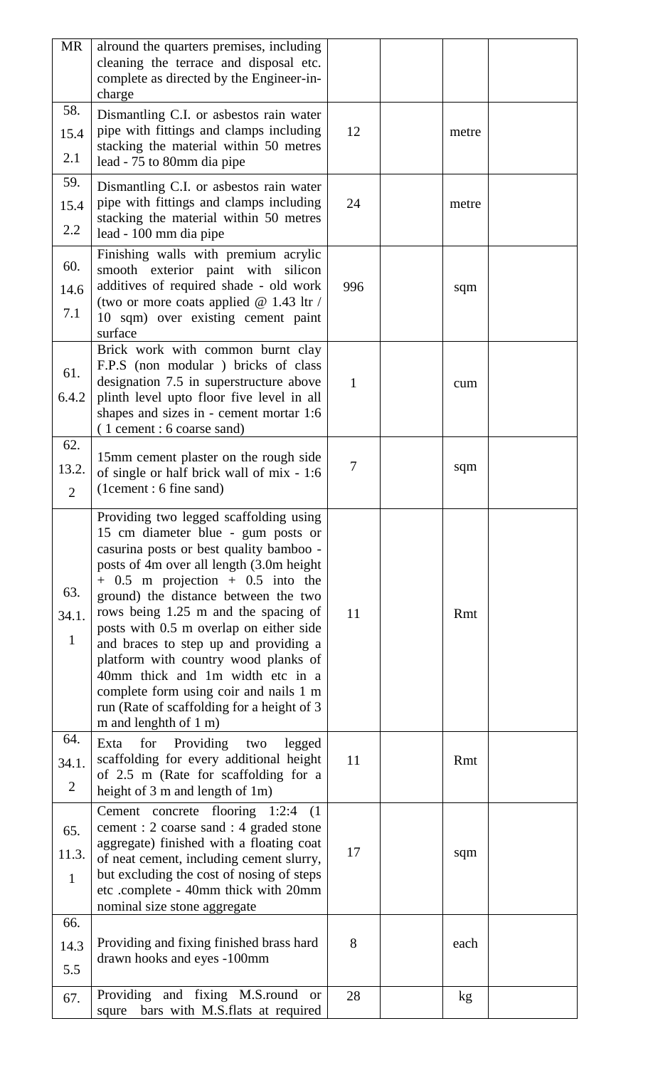| MR | alround the quarters premises, including cleaning the terrace and disposal etc. complete as directed by the Engineer-in-charge | | | | |
|---|---|---|---|---|---|
| 58. 15.4 2.1 | Dismantling C.I. or asbestos rain water pipe with fittings and clamps including stacking the material within 50 metres lead - 75 to 80mm dia pipe | 12 | | metre | |
| 59. 15.4 2.2 | Dismantling C.I. or asbestos rain water pipe with fittings and clamps including stacking the material within 50 metres lead - 100 mm dia pipe | 24 | | metre | |
| 60. 14.6 7.1 | Finishing walls with premium acrylic smooth exterior paint with silicon additives of required shade - old work (two or more coats applied @ 1.43 ltr / 10 sqm) over existing cement paint surface | 996 | | sqm | |
| 61. 6.4.2 | Brick work with common burnt clay F.P.S (non modular ) bricks of class designation 7.5 in superstructure above plinth level upto floor five level in all shapes and sizes in - cement mortar 1:6 ( 1 cement : 6 coarse sand) | 1 | | cum | |
| 62. 13.2. 2 | 15mm cement plaster on the rough side of single or half brick wall of mix - 1:6 (1cement : 6 fine sand) | 7 | | sqm | |
| 63. 34.1. 1 | Providing two legged scaffolding using 15 cm diameter blue - gum posts or casurina posts or best quality bamboo - posts of 4m over all length (3.0m height + 0.5 m projection + 0.5 into the ground) the distance between the two rows being 1.25 m and the spacing of posts with 0.5 m overlap on either side and braces to step up and providing a platform with country wood planks of 40mm thick and 1m width etc in a complete form using coir and nails 1 m run (Rate of scaffolding for a height of 3 m and lenghth of 1 m) | 11 | | Rmt | |
| 64. 34.1. 2 | Exta for Providing two legged scaffolding for every additional height of 2.5 m (Rate for scaffolding for a height of 3 m and length of 1m) | 11 | | Rmt | |
| 65. 11.3. 1 | Cement concrete flooring 1:2:4 (1 cement : 2 coarse sand : 4 graded stone aggregate) finished with a floating coat of neat cement, including cement slurry, but excluding the cost of nosing of steps etc .complete - 40mm thick with 20mm nominal size stone aggregate | 17 | | sqm | |
| 66. 14.3 5.5 | Providing and fixing finished brass hard drawn hooks and eyes -100mm | 8 | | each | |
| 67. | Providing and fixing M.S.round or squre bars with M.S.flats at required | 28 | | kg | |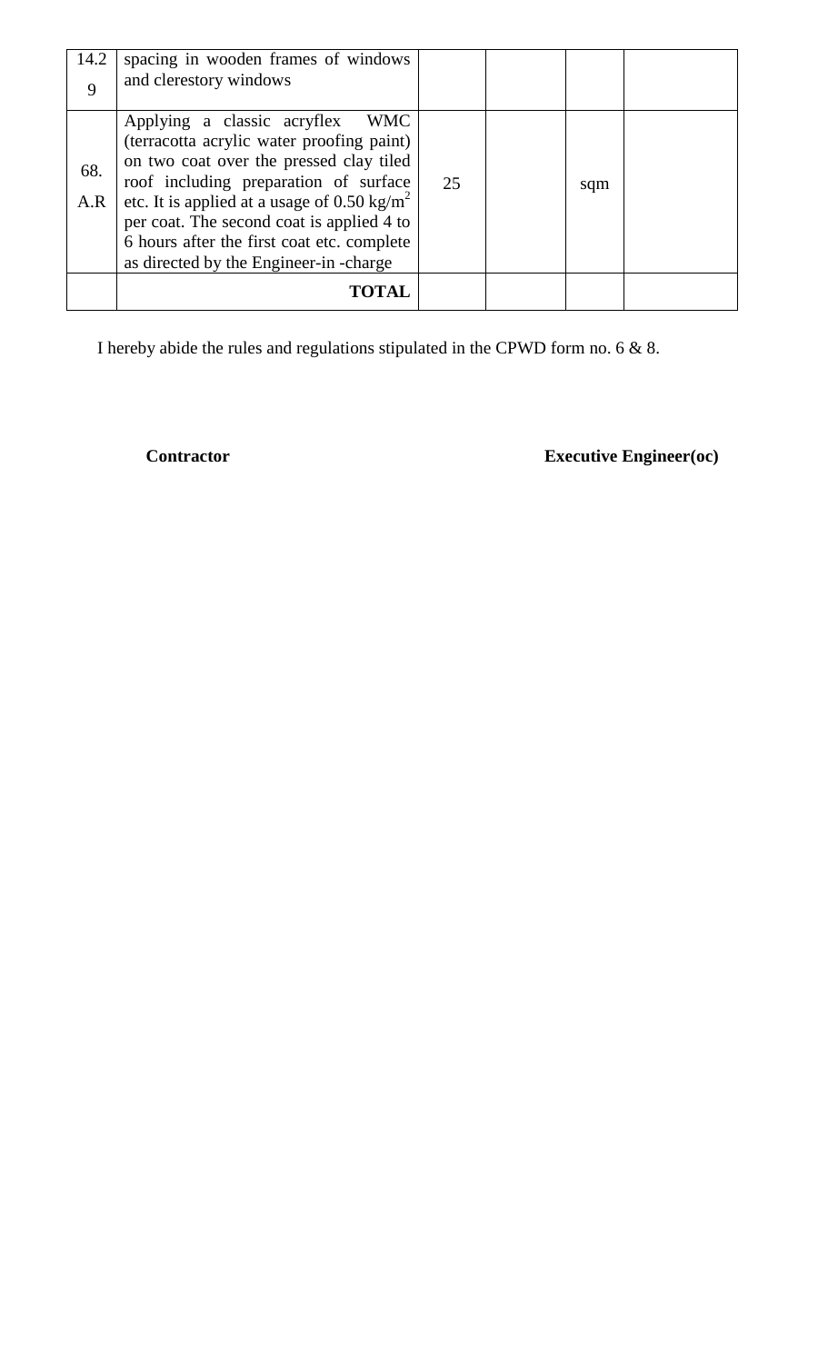| | | | | | |
|---|---|---|---|---|---|
| 14.29 | spacing in wooden frames of windows and clerestory windows | | | | |
| 68. A.R | Applying a classic acryflex WMC (terracotta acrylic water proofing paint) on two coat over the pressed clay tiled roof including preparation of surface etc. It is applied at a usage of 0.50 kg/m$^2$ per coat. The second coat is applied 4 to 6 hours after the first coat etc. complete as directed by the Engineer-in -charge | 25 | | sqm | |
| | **TOTAL** | | | | |

I hereby abide the rules and regulations stipulated in the CPWD form no. 6 & 8.

**Contractor** **Executive Engineer(oc)**